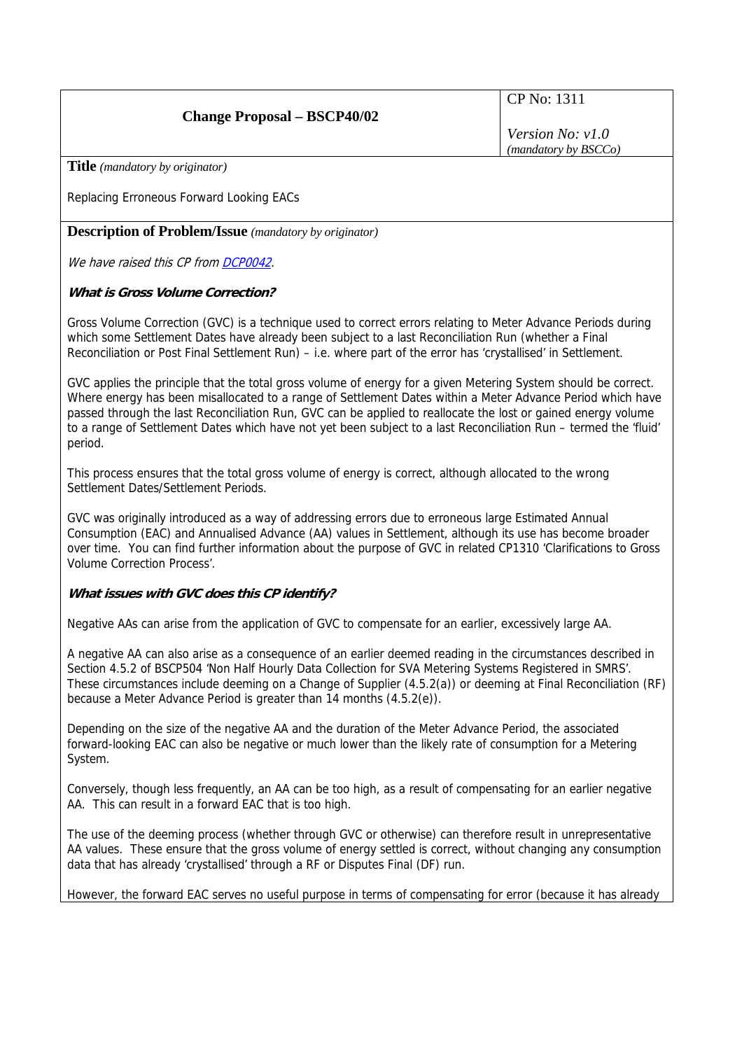| Change Proposal – BSCP40/02 | CP No: 1311<br>*Version No: v1.0*<br>*(mandatory by BSCCo)* |
|---|---|

**Title** *(mandatory by originator)*

Replacing Erroneous Forward Looking EACs

**Description of Problem/Issue** *(mandatory by originator)*

*We have raised this CP from [DCP0042](DCP0042).*

***What is Gross Volume Correction?***

Gross Volume Correction (GVC) is a technique used to correct errors relating to Meter Advance Periods during which some Settlement Dates have already been subject to a last Reconciliation Run (whether a Final Reconciliation or Post Final Settlement Run) – i.e. where part of the error has 'crystallised' in Settlement.

GVC applies the principle that the total gross volume of energy for a given Metering System should be correct. Where energy has been misallocated to a range of Settlement Dates within a Meter Advance Period which have passed through the last Reconciliation Run, GVC can be applied to reallocate the lost or gained energy volume to a range of Settlement Dates which have not yet been subject to a last Reconciliation Run – termed the 'fluid' period.

This process ensures that the total gross volume of energy is correct, although allocated to the wrong Settlement Dates/Settlement Periods.

GVC was originally introduced as a way of addressing errors due to erroneous large Estimated Annual Consumption (EAC) and Annualised Advance (AA) values in Settlement, although its use has become broader over time. You can find further information about the purpose of GVC in related CP1310 'Clarifications to Gross Volume Correction Process'.

***What issues with GVC does this CP identify?***

Negative AAs can arise from the application of GVC to compensate for an earlier, excessively large AA.

A negative AA can also arise as a consequence of an earlier deemed reading in the circumstances described in Section 4.5.2 of BSCP504 'Non Half Hourly Data Collection for SVA Metering Systems Registered in SMRS'. These circumstances include deeming on a Change of Supplier (4.5.2(a)) or deeming at Final Reconciliation (RF) because a Meter Advance Period is greater than 14 months (4.5.2(e)).

Depending on the size of the negative AA and the duration of the Meter Advance Period, the associated forward-looking EAC can also be negative or much lower than the likely rate of consumption for a Metering System.

Conversely, though less frequently, an AA can be too high, as a result of compensating for an earlier negative AA. This can result in a forward EAC that is too high.

The use of the deeming process (whether through GVC or otherwise) can therefore result in unrepresentative AA values. These ensure that the gross volume of energy settled is correct, without changing any consumption data that has already 'crystallised' through a RF or Disputes Final (DF) run.

However, the forward EAC serves no useful purpose in terms of compensating for error (because it has already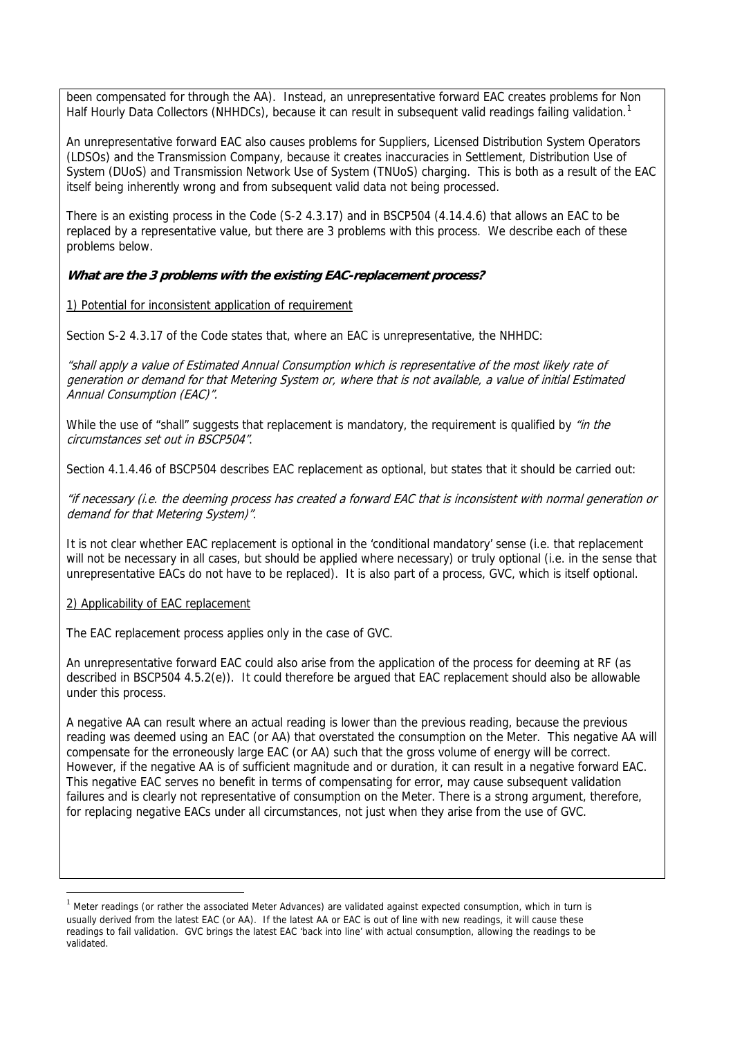been compensated for through the AA). Instead, an unrepresentative forward EAC creates problems for Non Half Hourly Data Collectors (NHHDCs), because it can result in subsequent valid readings failing validation.[1]

An unrepresentative forward EAC also causes problems for Suppliers, Licensed Distribution System Operators (LDSOs) and the Transmission Company, because it creates inaccuracies in Settlement, Distribution Use of System (DUoS) and Transmission Network Use of System (TNUoS) charging. This is both as a result of the EAC itself being inherently wrong and from subsequent valid data not being processed.

There is an existing process in the Code (S-2 4.3.17) and in BSCP504 (4.14.4.6) that allows an EAC to be replaced by a representative value, but there are 3 problems with this process. We describe each of these problems below.

***What are the 3 problems with the existing EAC-replacement process?***

1) Potential for inconsistent application of requirement

Section S-2 4.3.17 of the Code states that, where an EAC is unrepresentative, the NHHDC:

*"shall apply a value of Estimated Annual Consumption which is representative of the most likely rate of generation or demand for that Metering System or, where that is not available, a value of initial Estimated Annual Consumption (EAC)".*

While the use of "shall" suggests that replacement is mandatory, the requirement is qualified by *"in the circumstances set out in BSCP504".*

Section 4.1.4.46 of BSCP504 describes EAC replacement as optional, but states that it should be carried out:

*"if necessary (i.e. the deeming process has created a forward EAC that is inconsistent with normal generation or demand for that Metering System)".*

It is not clear whether EAC replacement is optional in the 'conditional mandatory' sense (i.e. that replacement will not be necessary in all cases, but should be applied where necessary) or truly optional (i.e. in the sense that unrepresentative EACs do not have to be replaced). It is also part of a process, GVC, which is itself optional.

2) Applicability of EAC replacement

The EAC replacement process applies only in the case of GVC.

An unrepresentative forward EAC could also arise from the application of the process for deeming at RF (as described in BSCP504 4.5.2(e)). It could therefore be argued that EAC replacement should also be allowable under this process.

A negative AA can result where an actual reading is lower than the previous reading, because the previous reading was deemed using an EAC (or AA) that overstated the consumption on the Meter. This negative AA will compensate for the erroneously large EAC (or AA) such that the gross volume of energy will be correct. However, if the negative AA is of sufficient magnitude and or duration, it can result in a negative forward EAC. This negative EAC serves no benefit in terms of compensating for error, may cause subsequent validation failures and is clearly not representative of consumption on the Meter. There is a strong argument, therefore, for replacing negative EACs under all circumstances, not just when they arise from the use of GVC.

[1] Meter readings (or rather the associated Meter Advances) are validated against expected consumption, which in turn is usually derived from the latest EAC (or AA). If the latest AA or EAC is out of line with new readings, it will cause these readings to fail validation. GVC brings the latest EAC 'back into line' with actual consumption, allowing the readings to be validated.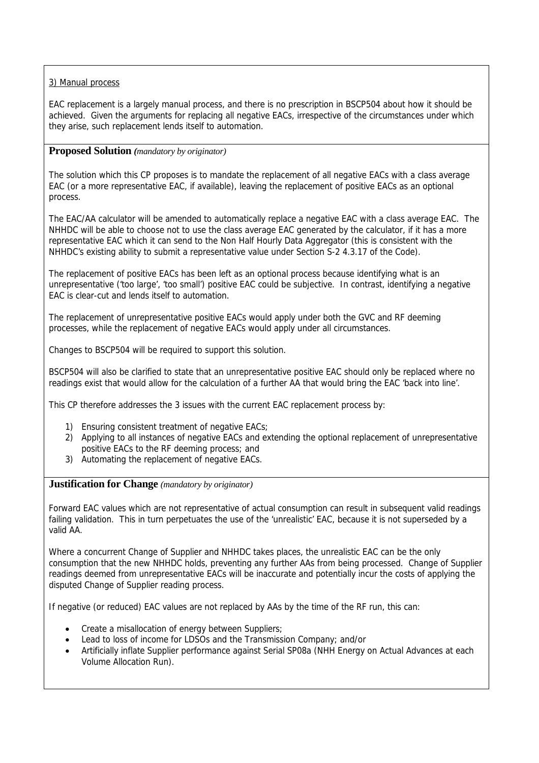<u>3) Manual process</u>

EAC replacement is a largely manual process, and there is no prescription in BSCP504 about how it should be achieved. Given the arguments for replacing all negative EACs, irrespective of the circumstances under which they arise, such replacement lends itself to automation.

**Proposed Solution** *(mandatory by originator)*

The solution which this CP proposes is to mandate the replacement of all negative EACs with a class average EAC (or a more representative EAC, if available), leaving the replacement of positive EACs as an optional process.

The EAC/AA calculator will be amended to automatically replace a negative EAC with a class average EAC. The NHHDC will be able to choose not to use the class average EAC generated by the calculator, if it has a more representative EAC which it can send to the Non Half Hourly Data Aggregator (this is consistent with the NHHDC's existing ability to submit a representative value under Section S-2 4.3.17 of the Code).

The replacement of positive EACs has been left as an optional process because identifying what is an unrepresentative ('too large', 'too small') positive EAC could be subjective. In contrast, identifying a negative EAC is clear-cut and lends itself to automation.

The replacement of unrepresentative positive EACs would apply under both the GVC and RF deeming processes, while the replacement of negative EACs would apply under all circumstances.

Changes to BSCP504 will be required to support this solution.

BSCP504 will also be clarified to state that an unrepresentative positive EAC should only be replaced where no readings exist that would allow for the calculation of a further AA that would bring the EAC 'back into line'.

This CP therefore addresses the 3 issues with the current EAC replacement process by:

1) Ensuring consistent treatment of negative EACs;
2) Applying to all instances of negative EACs and extending the optional replacement of unrepresentative positive EACs to the RF deeming process; and
3) Automating the replacement of negative EACs.

**Justification for Change** *(mandatory by originator)*

Forward EAC values which are not representative of actual consumption can result in subsequent valid readings failing validation. This in turn perpetuates the use of the 'unrealistic' EAC, because it is not superseded by a valid AA.

Where a concurrent Change of Supplier and NHHDC takes places, the unrealistic EAC can be the only consumption that the new NHHDC holds, preventing any further AAs from being processed. Change of Supplier readings deemed from unrepresentative EACs will be inaccurate and potentially incur the costs of applying the disputed Change of Supplier reading process.

If negative (or reduced) EAC values are not replaced by AAs by the time of the RF run, this can:

- Create a misallocation of energy between Suppliers;
- Lead to loss of income for LDSOs and the Transmission Company; and/or
- Artificially inflate Supplier performance against Serial SP08a (NHH Energy on Actual Advances at each Volume Allocation Run).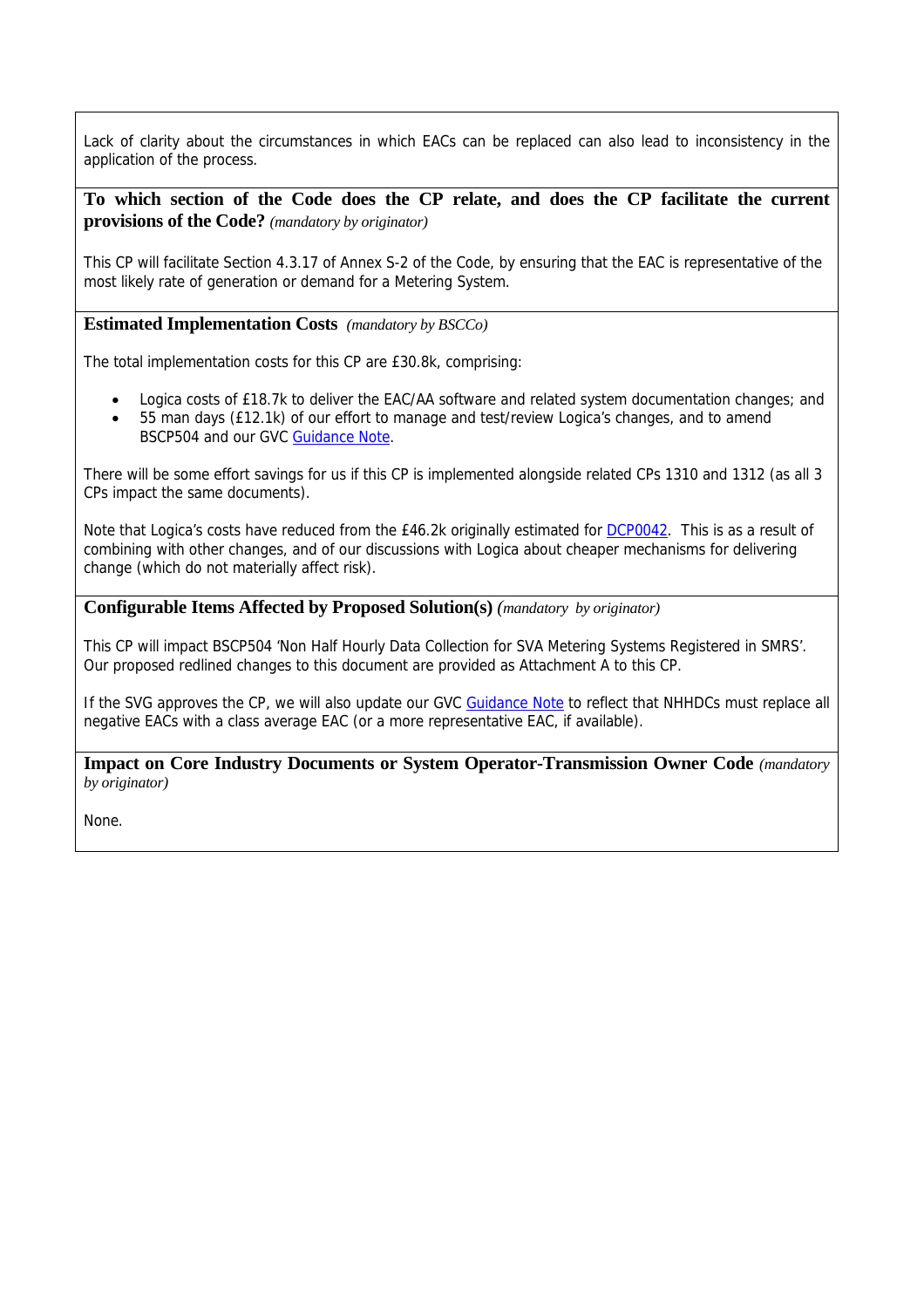Lack of clarity about the circumstances in which EACs can be replaced can also lead to inconsistency in the application of the process.

**To which section of the Code does the CP relate, and does the CP facilitate the current provisions of the Code?** *(mandatory by originator)*

This CP will facilitate Section 4.3.17 of Annex S-2 of the Code, by ensuring that the EAC is representative of the most likely rate of generation or demand for a Metering System.

**Estimated Implementation Costs** *(mandatory by BSCCo)*

The total implementation costs for this CP are £30.8k, comprising:

- Logica costs of £18.7k to deliver the EAC/AA software and related system documentation changes; and
- 55 man days (£12.1k) of our effort to manage and test/review Logica's changes, and to amend BSCP504 and our GVC Guidance Note.

There will be some effort savings for us if this CP is implemented alongside related CPs 1310 and 1312 (as all 3 CPs impact the same documents).

Note that Logica's costs have reduced from the £46.2k originally estimated for DCP0042. This is as a result of combining with other changes, and of our discussions with Logica about cheaper mechanisms for delivering change (which do not materially affect risk).

**Configurable Items Affected by Proposed Solution(s)** *(mandatory by originator)*

This CP will impact BSCP504 'Non Half Hourly Data Collection for SVA Metering Systems Registered in SMRS'. Our proposed redlined changes to this document are provided as Attachment A to this CP.

If the SVG approves the CP, we will also update our GVC Guidance Note to reflect that NHHDCs must replace all negative EACs with a class average EAC (or a more representative EAC, if available).

**Impact on Core Industry Documents or System Operator-Transmission Owner Code** *(mandatory by originator)*

None.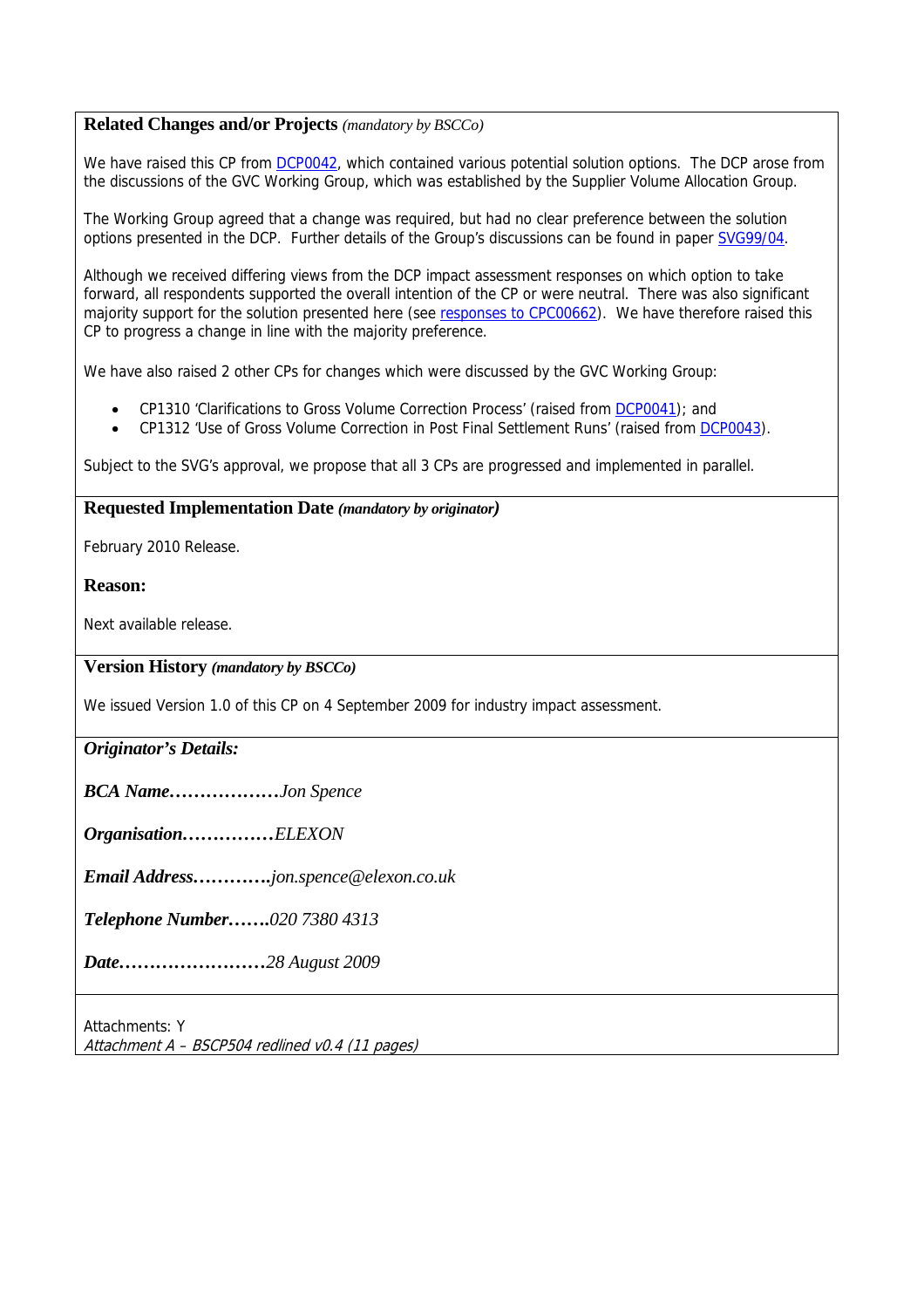**Related Changes and/or Projects** *(mandatory by BSCCo)*

We have raised this CP from DCP0042, which contained various potential solution options. The DCP arose from the discussions of the GVC Working Group, which was established by the Supplier Volume Allocation Group.

The Working Group agreed that a change was required, but had no clear preference between the solution options presented in the DCP. Further details of the Group's discussions can be found in paper SVG99/04.

Although we received differing views from the DCP impact assessment responses on which option to take forward, all respondents supported the overall intention of the CP or were neutral. There was also significant majority support for the solution presented here (see responses to CPC00662). We have therefore raised this CP to progress a change in line with the majority preference.

We have also raised 2 other CPs for changes which were discussed by the GVC Working Group:

- CP1310 'Clarifications to Gross Volume Correction Process' (raised from DCP0041); and
- CP1312 'Use of Gross Volume Correction in Post Final Settlement Runs' (raised from DCP0043).

Subject to the SVG's approval, we propose that all 3 CPs are progressed and implemented in parallel.

**Requested Implementation Date** ***(mandatory by originator)***

February 2010 Release.

**Reason:**

Next available release.

**Version History** ***(mandatory by BSCCo)***

We issued Version 1.0 of this CP on 4 September 2009 for industry impact assessment.

***Originator's Details:***

***BCA Name………………****Jon Spence*

***Organisation……………****ELEXON*

***Email Address…………****.jon.spence@elexon.co.uk*

***Telephone Number…….****020 7380 4313*

***Date……………………****28 August 2009*

Attachments: Y
*Attachment A – BSCP504 redlined v0.4 (11 pages)*